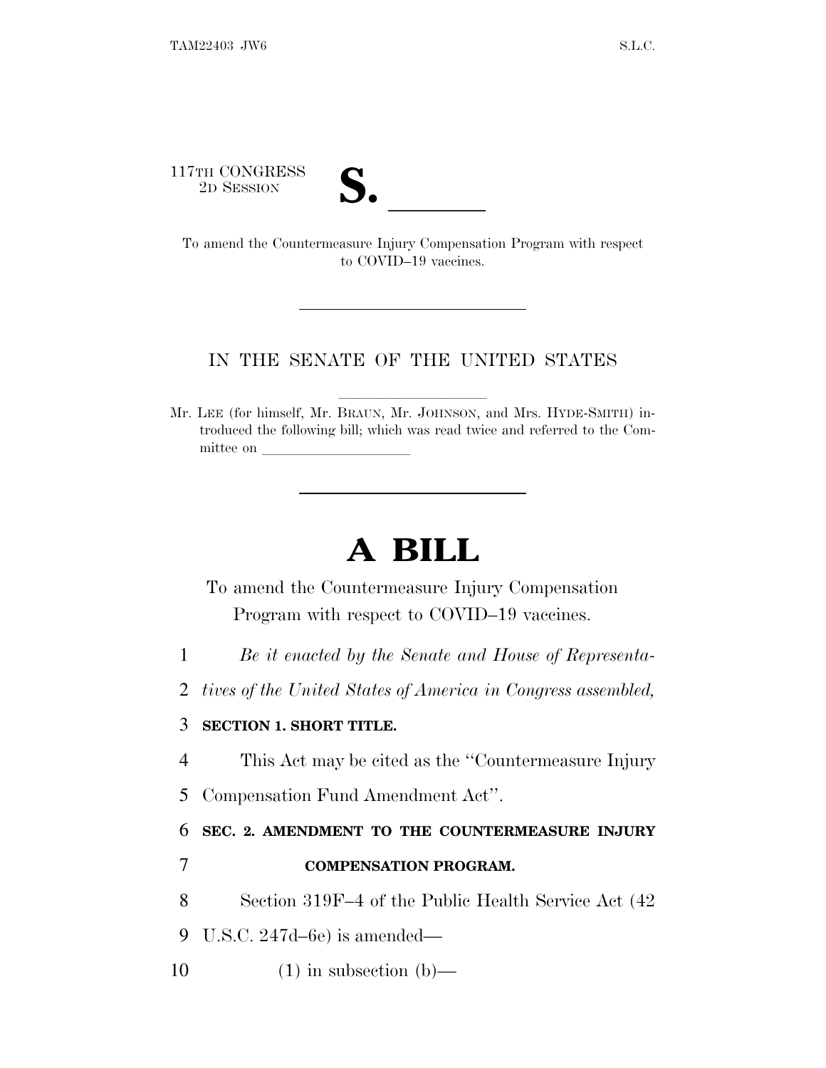117TH CONGRESS
2D SESSION

**S. \_\_\_\_\_\_**

To amend the Countermeasure Injury Compensation Program with respect to COVID–19 vaccines.

---

IN THE SENATE OF THE UNITED STATES

Mr. LEE (for himself, Mr. BRAUN, Mr. JOHNSON, and Mrs. HYDE-SMITH) introduced the following bill; which was read twice and referred to the Committee on \_\_\_\_\_\_\_\_\_\_\_\_\_\_\_\_\_\_\_\_

---

# A BILL

To amend the Countermeasure Injury Compensation Program with respect to COVID–19 vaccines.

1 *Be it enacted by the Senate and House of Representa-*
2 *tives of the United States of America in Congress assembled,*

3 **SECTION 1. SHORT TITLE.**

4 This Act may be cited as the "Countermeasure Injury
5 Compensation Fund Amendment Act".

6 **SEC. 2. AMENDMENT TO THE COUNTERMEASURE INJURY**
7 **COMPENSATION PROGRAM.**

8 Section 319F–4 of the Public Health Service Act (42
9 U.S.C. 247d–6e) is amended—

10 (1) in subsection (b)—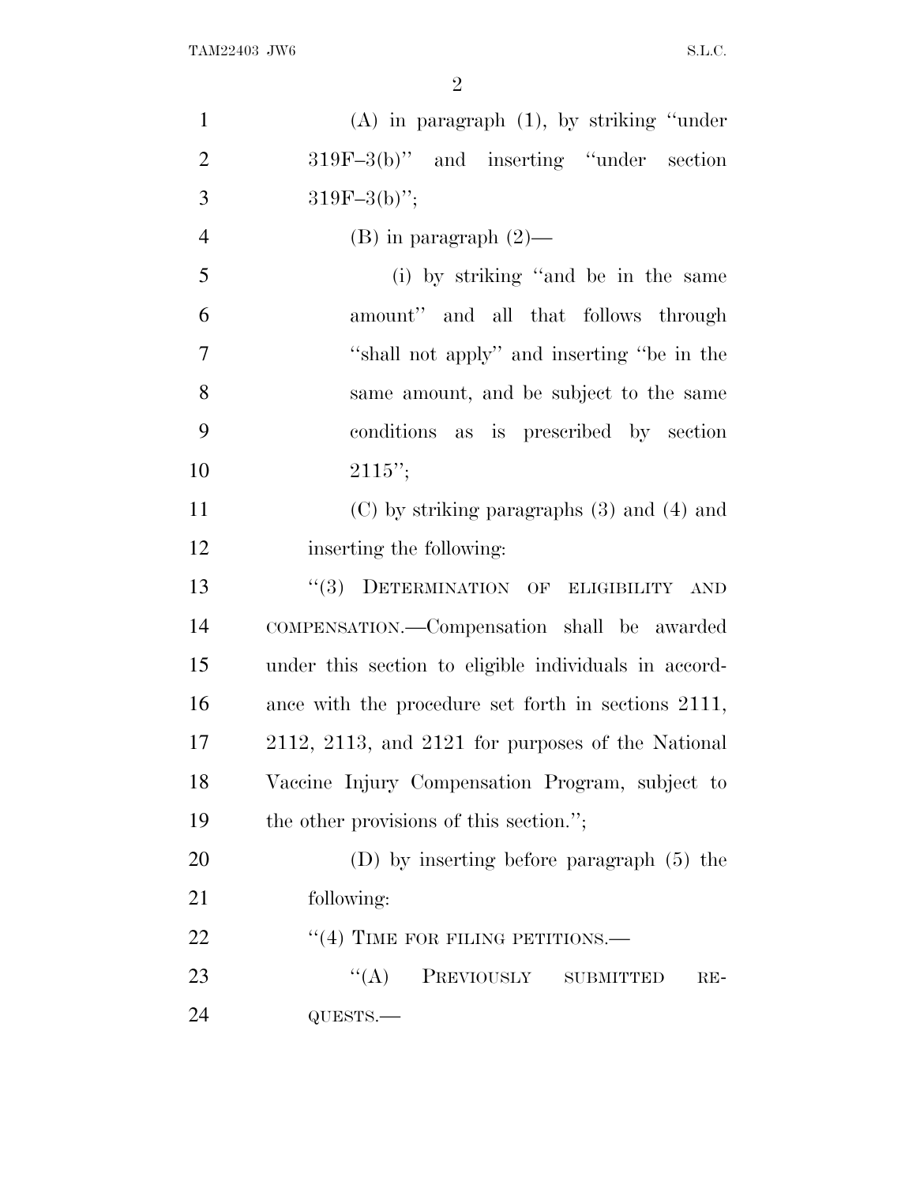(A) in paragraph (1), by striking "under 319F–3(b)" and inserting "under section 319F–3(b)";

(B) in paragraph (2)—

(i) by striking "and be in the same amount" and all that follows through "shall not apply" and inserting "be in the same amount, and be subject to the same conditions as is prescribed by section 2115";

(C) by striking paragraphs (3) and (4) and inserting the following:

"(3) DETERMINATION OF ELIGIBILITY AND COMPENSATION.—Compensation shall be awarded under this section to eligible individuals in accordance with the procedure set forth in sections 2111, 2112, 2113, and 2121 for purposes of the National Vaccine Injury Compensation Program, subject to the other provisions of this section.";

(D) by inserting before paragraph (5) the following:

"(4) TIME FOR FILING PETITIONS.—

"(A) PREVIOUSLY SUBMITTED REQUESTS.—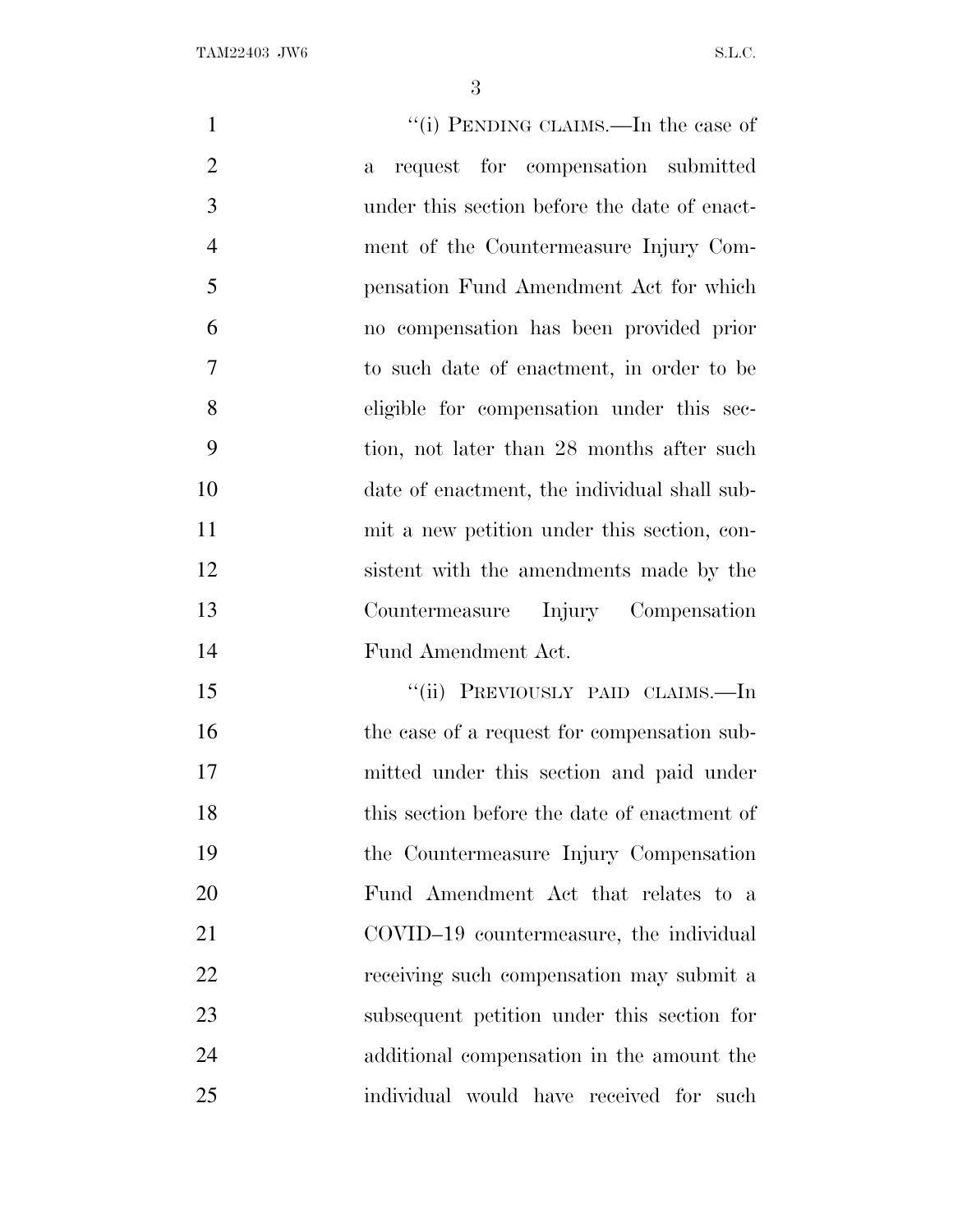"(i) PENDING CLAIMS.—In the case of a request for compensation submitted under this section before the date of enactment of the Countermeasure Injury Compensation Fund Amendment Act for which no compensation has been provided prior to such date of enactment, in order to be eligible for compensation under this section, not later than 28 months after such date of enactment, the individual shall submit a new petition under this section, consistent with the amendments made by the Countermeasure Injury Compensation Fund Amendment Act.

"(ii) PREVIOUSLY PAID CLAIMS.—In the case of a request for compensation submitted under this section and paid under this section before the date of enactment of the Countermeasure Injury Compensation Fund Amendment Act that relates to a COVID–19 countermeasure, the individual receiving such compensation may submit a subsequent petition under this section for additional compensation in the amount the individual would have received for such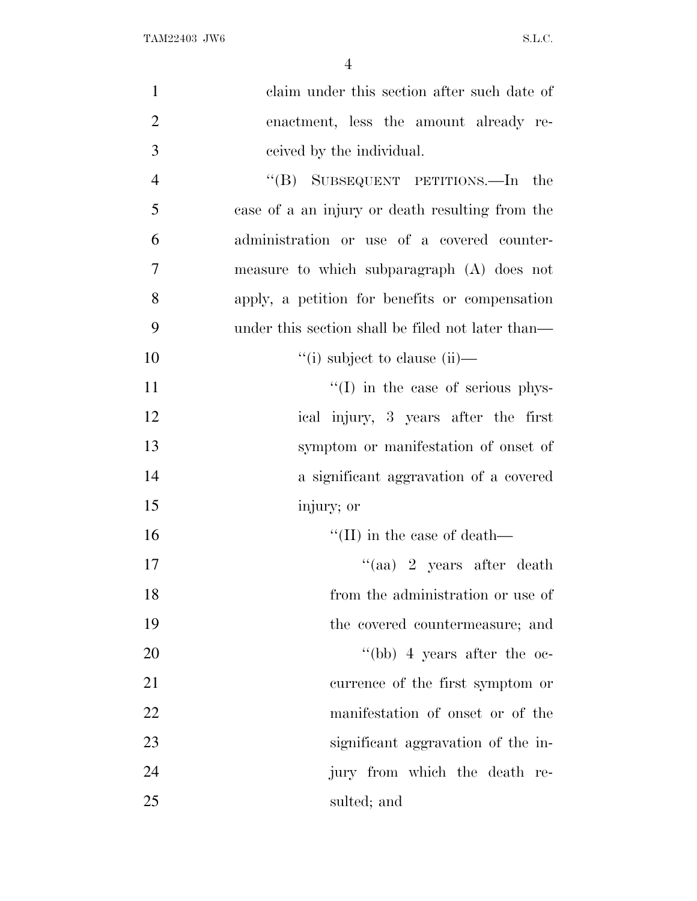claim under this section after such date of enactment, less the amount already received by the individual.

"(B) SUBSEQUENT PETITIONS.—In the case of a an injury or death resulting from the administration or use of a covered countermeasure to which subparagraph (A) does not apply, a petition for benefits or compensation under this section shall be filed not later than—

"(i) subject to clause (ii)—

"(I) in the case of serious physical injury, 3 years after the first symptom or manifestation of onset of a significant aggravation of a covered injury; or

"(II) in the case of death—

"(aa) 2 years after death from the administration or use of the covered countermeasure; and

"(bb) 4 years after the occurrence of the first symptom or manifestation of onset or of the significant aggravation of the injury from which the death resulted; and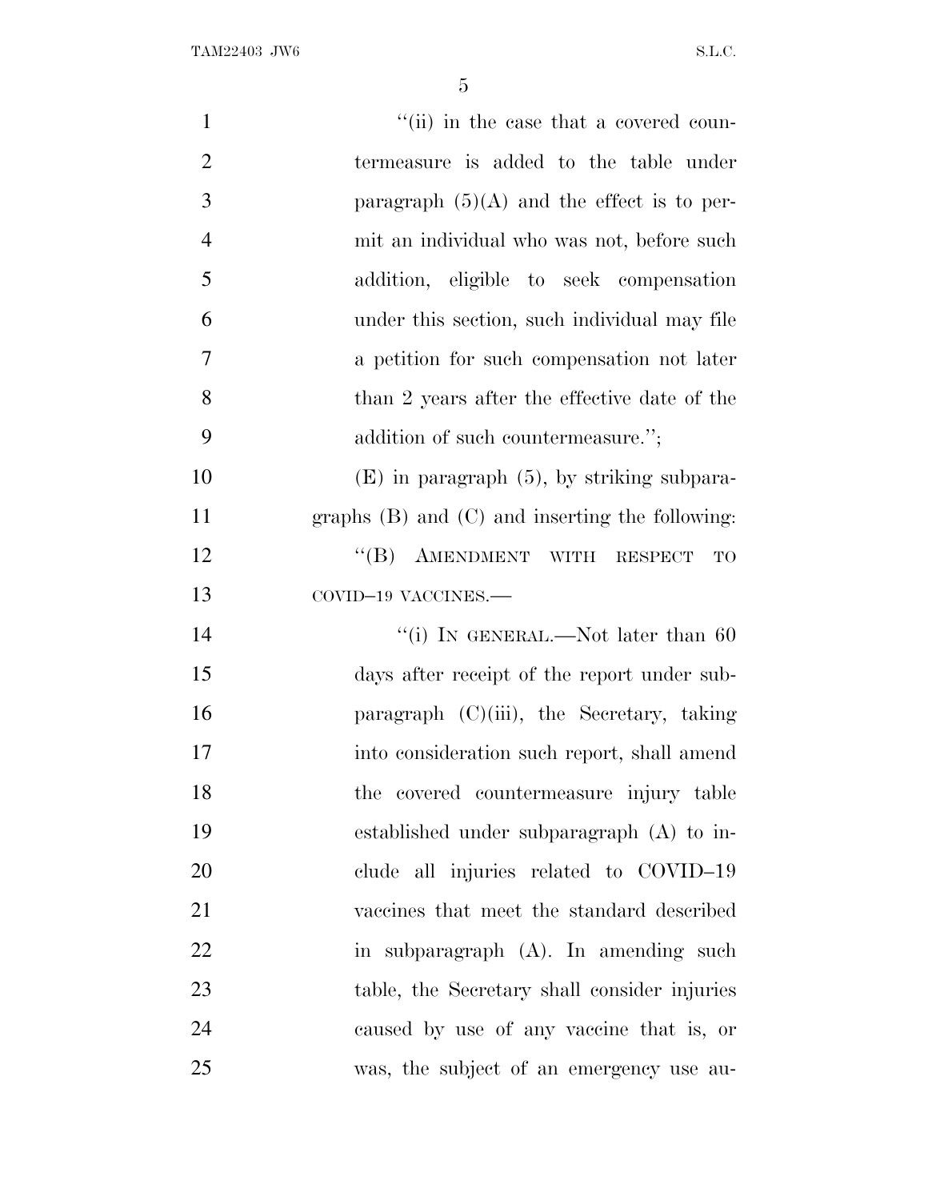"(ii) in the case that a covered countermeasure is added to the table under paragraph (5)(A) and the effect is to permit an individual who was not, before such addition, eligible to seek compensation under this section, such individual may file a petition for such compensation not later than 2 years after the effective date of the addition of such countermeasure.";

(E) in paragraph (5), by striking subparagraphs (B) and (C) and inserting the following:

"(B) AMENDMENT WITH RESPECT TO COVID–19 VACCINES.—

"(i) IN GENERAL.—Not later than 60 days after receipt of the report under subparagraph (C)(iii), the Secretary, taking into consideration such report, shall amend the covered countermeasure injury table established under subparagraph (A) to include all injuries related to COVID–19 vaccines that meet the standard described in subparagraph (A). In amending such table, the Secretary shall consider injuries caused by use of any vaccine that is, or was, the subject of an emergency use au-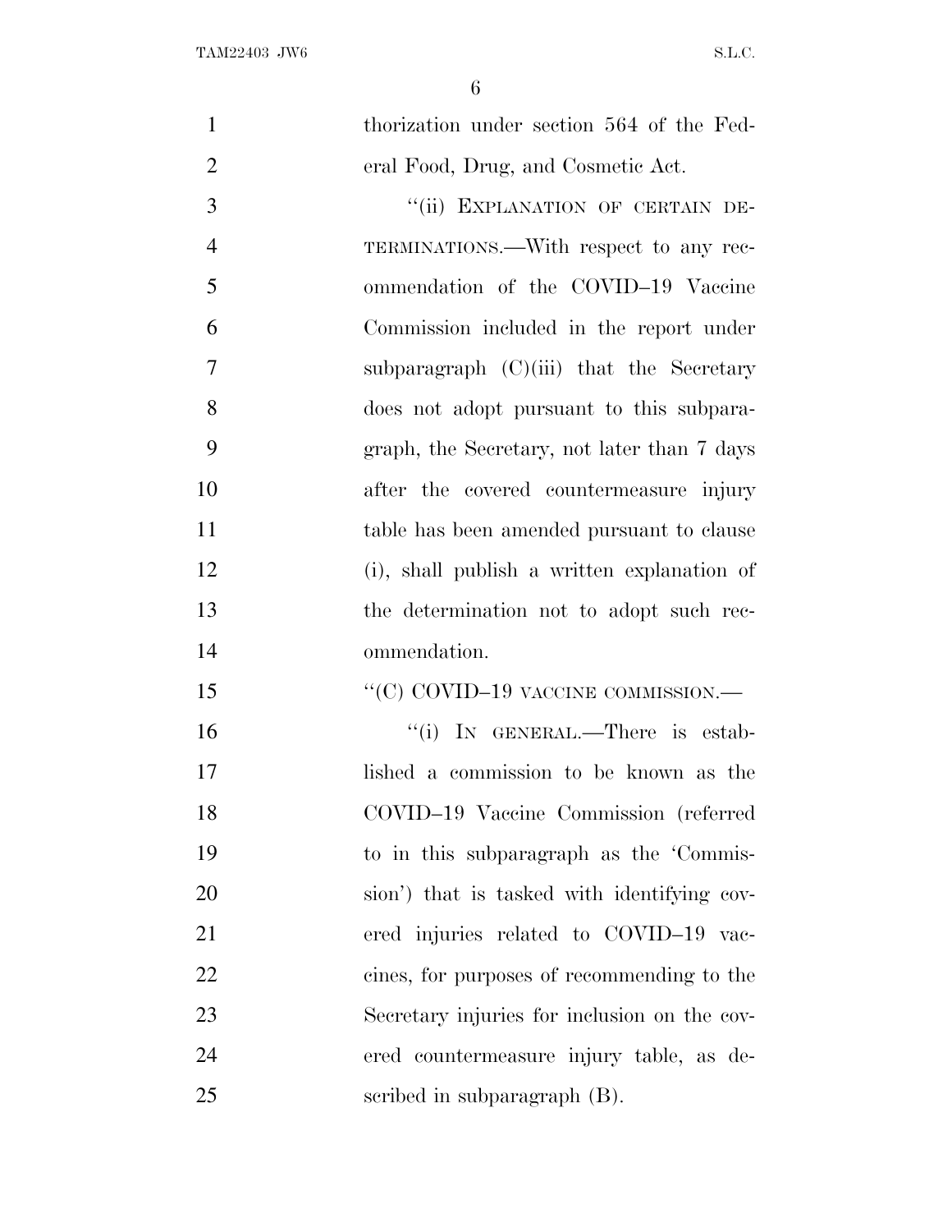thorization under section 564 of the Federal Food, Drug, and Cosmetic Act.

''(ii) EXPLANATION OF CERTAIN DETERMINATIONS.—With respect to any recommendation of the COVID–19 Vaccine Commission included in the report under subparagraph (C)(iii) that the Secretary does not adopt pursuant to this subparagraph, the Secretary, not later than 7 days after the covered countermeasure injury table has been amended pursuant to clause (i), shall publish a written explanation of the determination not to adopt such recommendation.

''(C) COVID–19 VACCINE COMMISSION.—

''(i) IN GENERAL.—There is established a commission to be known as the COVID–19 Vaccine Commission (referred to in this subparagraph as the 'Commission') that is tasked with identifying covered injuries related to COVID–19 vaccines, for purposes of recommending to the Secretary injuries for inclusion on the covered countermeasure injury table, as described in subparagraph (B).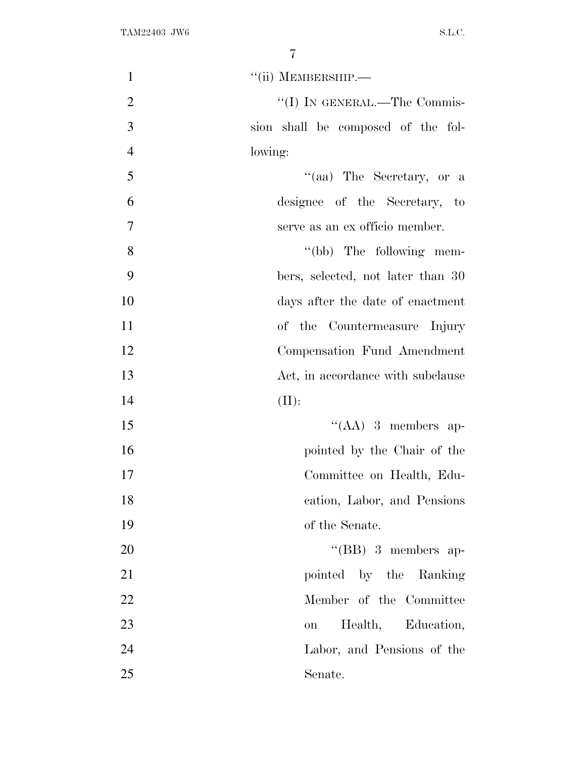"(ii) MEMBERSHIP.—

"(I) IN GENERAL.—The Commission shall be composed of the following:

"(aa) The Secretary, or a designee of the Secretary, to serve as an ex officio member.

"(bb) The following members, selected, not later than 30 days after the date of enactment of the Countermeasure Injury Compensation Fund Amendment Act, in accordance with subclause (II):

"(AA) 3 members appointed by the Chair of the Committee on Health, Education, Labor, and Pensions of the Senate.

"(BB) 3 members appointed by the Ranking Member of the Committee on Health, Education, Labor, and Pensions of the Senate.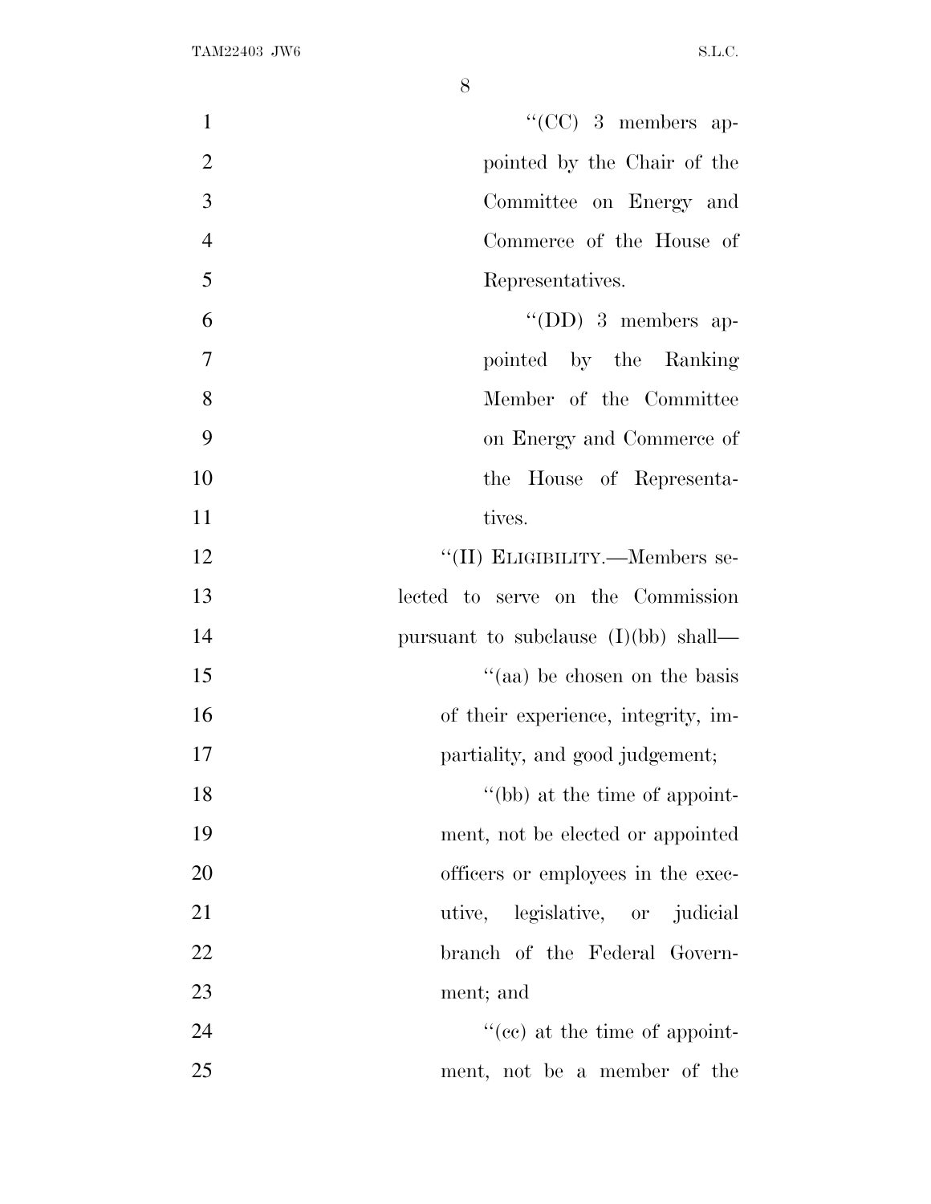"(CC) 3 members appointed by the Chair of the Committee on Energy and Commerce of the House of Representatives.

"(DD) 3 members appointed by the Ranking Member of the Committee on Energy and Commerce of the House of Representatives.

"(II) ELIGIBILITY.—Members selected to serve on the Commission pursuant to subclause (I)(bb) shall—

"(aa) be chosen on the basis of their experience, integrity, impartiality, and good judgement;

"(bb) at the time of appointment, not be elected or appointed officers or employees in the executive, legislative, or judicial branch of the Federal Government; and

"(cc) at the time of appointment, not be a member of the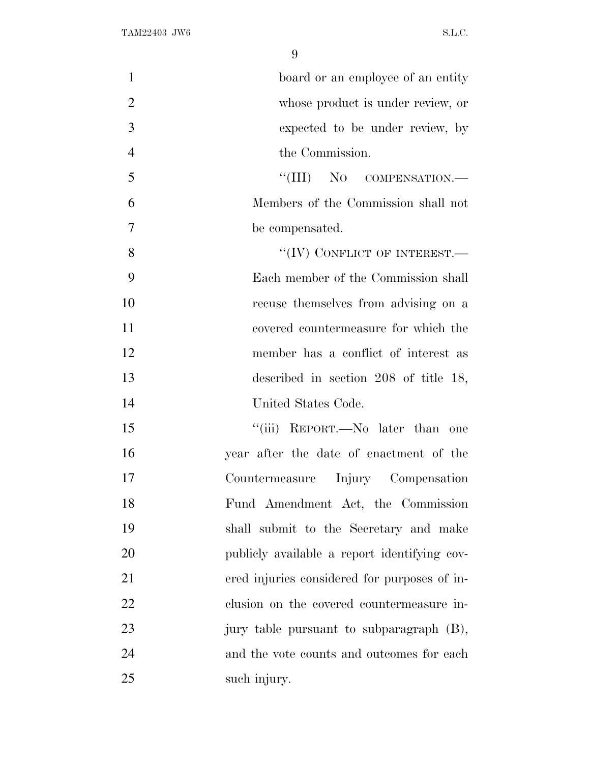board or an employee of an entity whose product is under review, or expected to be under review, by the Commission.

"(III) NO COMPENSATION.—Members of the Commission shall not be compensated.

"(IV) CONFLICT OF INTEREST.—Each member of the Commission shall recuse themselves from advising on a covered countermeasure for which the member has a conflict of interest as described in section 208 of title 18, United States Code.

"(iii) REPORT.—No later than one year after the date of enactment of the Countermeasure Injury Compensation Fund Amendment Act, the Commission shall submit to the Secretary and make publicly available a report identifying covered injuries considered for purposes of inclusion on the covered countermeasure injury table pursuant to subparagraph (B), and the vote counts and outcomes for each such injury.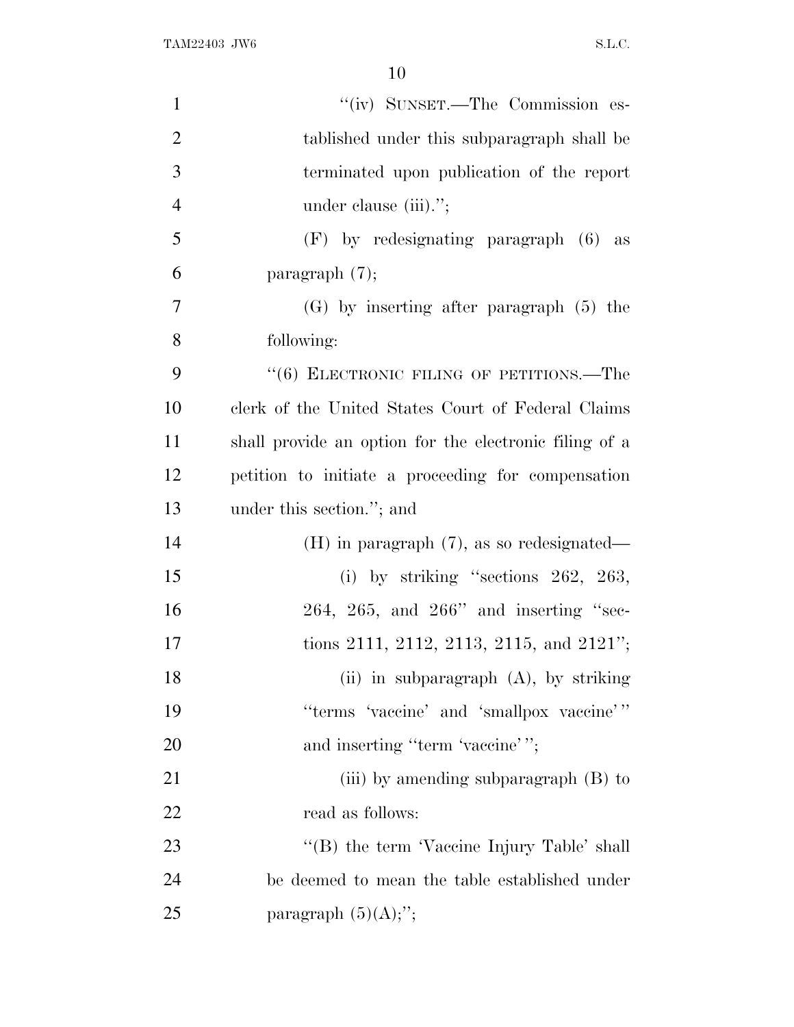"(iv) SUNSET.—The Commission established under this subparagraph shall be terminated upon publication of the report under clause (iii).";

(F) by redesignating paragraph (6) as paragraph (7);

(G) by inserting after paragraph (5) the following:

"(6) ELECTRONIC FILING OF PETITIONS.—The clerk of the United States Court of Federal Claims shall provide an option for the electronic filing of a petition to initiate a proceeding for compensation under this section."; and

(H) in paragraph (7), as so redesignated—

(i) by striking "sections 262, 263, 264, 265, and 266" and inserting "sections 2111, 2112, 2113, 2115, and 2121";

(ii) in subparagraph (A), by striking "terms 'vaccine' and 'smallpox vaccine'" and inserting "term 'vaccine'";

(iii) by amending subparagraph (B) to read as follows:

"(B) the term 'Vaccine Injury Table' shall be deemed to mean the table established under paragraph (5)(A);";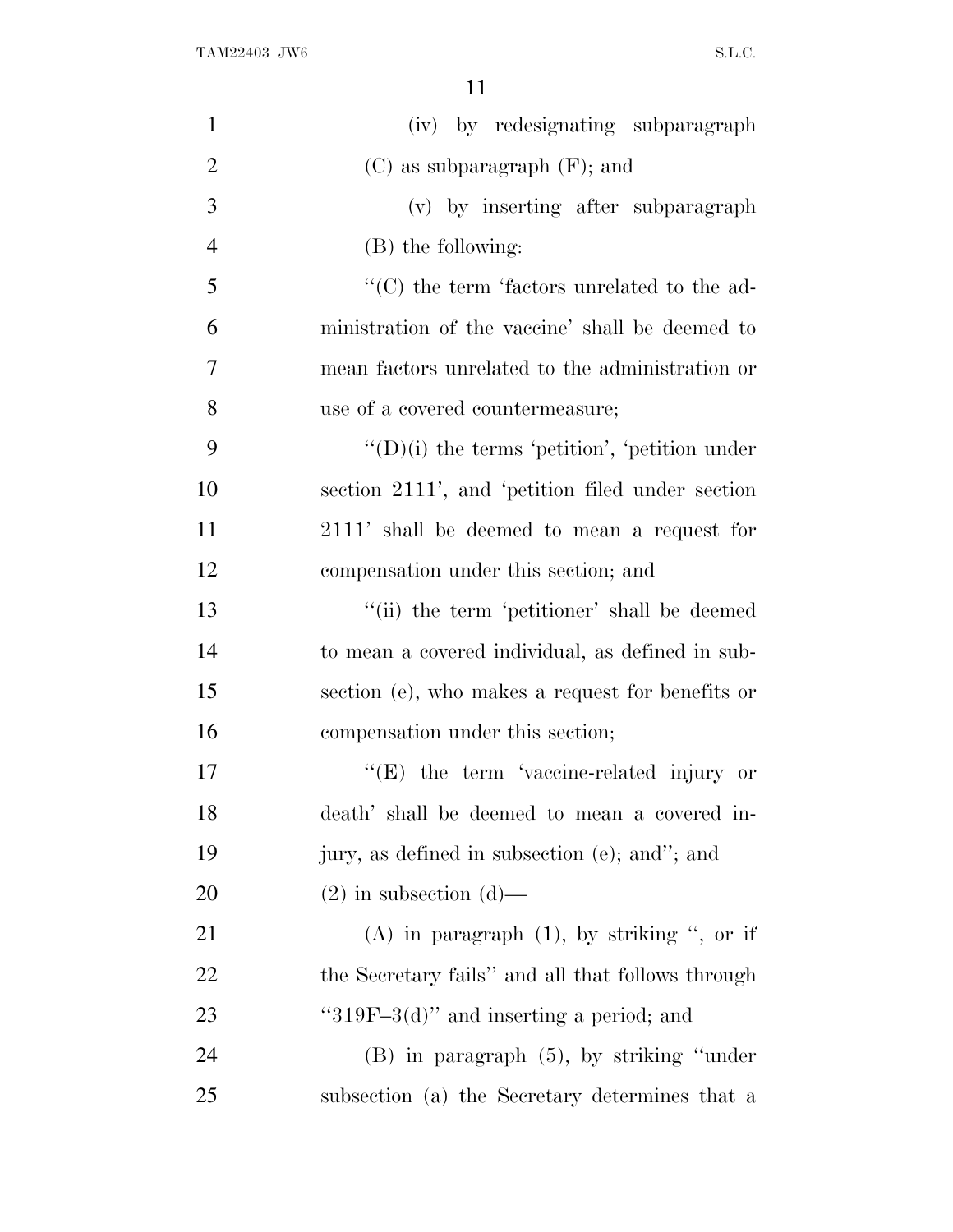(iv) by redesignating subparagraph (C) as subparagraph (F); and

(v) by inserting after subparagraph (B) the following:

"(C) the term 'factors unrelated to the administration of the vaccine' shall be deemed to mean factors unrelated to the administration or use of a covered countermeasure;

"(D)(i) the terms 'petition', 'petition under section 2111', and 'petition filed under section 2111' shall be deemed to mean a request for compensation under this section; and

"(ii) the term 'petitioner' shall be deemed to mean a covered individual, as defined in subsection (e), who makes a request for benefits or compensation under this section;

"(E) the term 'vaccine-related injury or death' shall be deemed to mean a covered injury, as defined in subsection (e); and"; and

(2) in subsection (d)—

(A) in paragraph (1), by striking ", or if the Secretary fails" and all that follows through "319F–3(d)" and inserting a period; and

(B) in paragraph (5), by striking "under subsection (a) the Secretary determines that a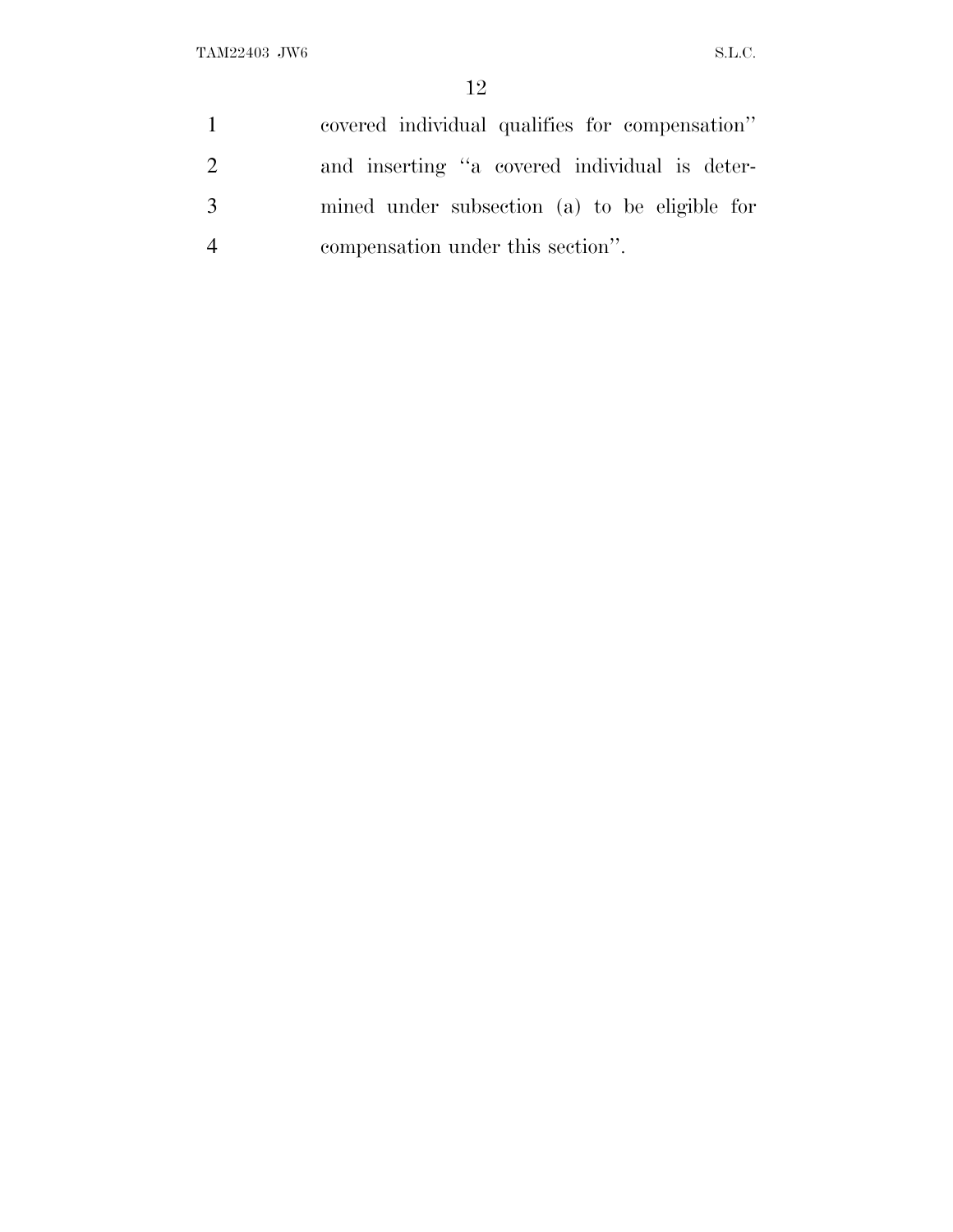covered individual qualifies for compensation'' and inserting ''a covered individual is determined under subsection (a) to be eligible for compensation under this section''.